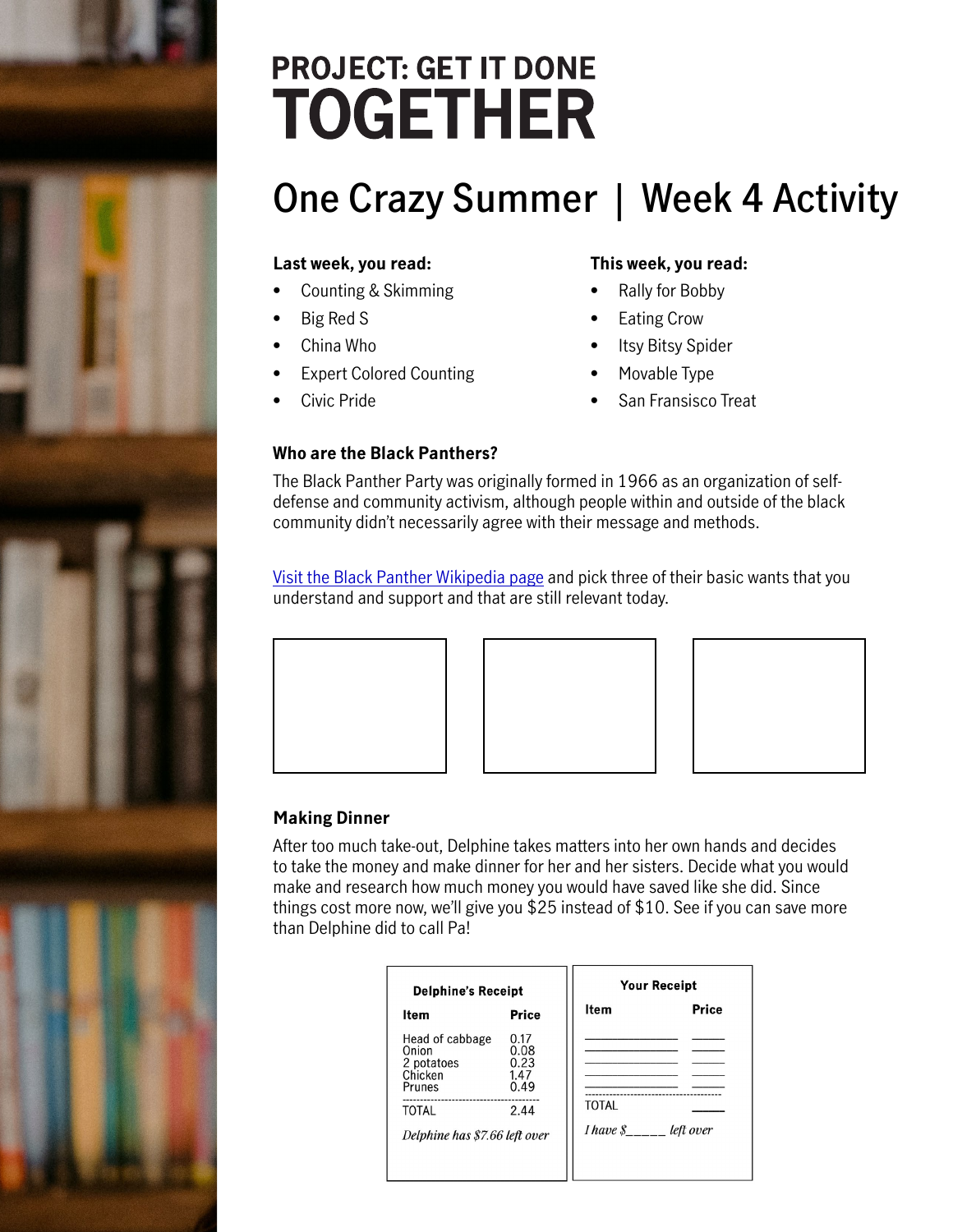# PROJECT: GET IT DONE TOGETHER

## One Crazy Summer | Week 4 Activity

**Last week, you read:**

- Counting & Skimming
- Big Red S
- China Who
- Expert Colored Counting
- Civic Pride

**This week, you read:**

- Rally for Bobby
- Eating Crow
- Itsy Bitsy Spider
- Movable Type
- San Fransisco Treat

### Who are the Black Panthers?

The Black Panther Party was originally formed in 1966 as an organization of self-defense and community activism, although people within and outside of the black community didn't necessarily agree with their message and methods.

Visit the Black Panther Wikipedia page and pick three of their basic wants that you understand and support and that are still relevant today.

| | | |
|---|---|---|
| | | |

### Making Dinner

After too much take-out, Delphine takes matters into her own hands and decides to take the money and make dinner for her and her sisters. Decide what you would make and research how much money you would have saved like she did. Since things cost more now, we'll give you $25 instead of $10. See if you can save more than Delphine did to call Pa!

**Delphine's Receipt**

| Item | Price |
|---|---|
| Head of cabbage | 0.17 |
| Onion | 0.08 |
| 2 potatoes | 0.23 |
| Chicken | 1.47 |
| Prunes | 0.49 |
| TOTAL | 2.44 |

*Delphine has $7.66 left over*

**Your Receipt**

| Item | Price |
|---|---|
| ____________ | _____ |
| ____________ | _____ |
| ____________ | _____ |
| ____________ | _____ |
| ____________ | _____ |
| TOTAL | _____ |

*I have $_____ left over*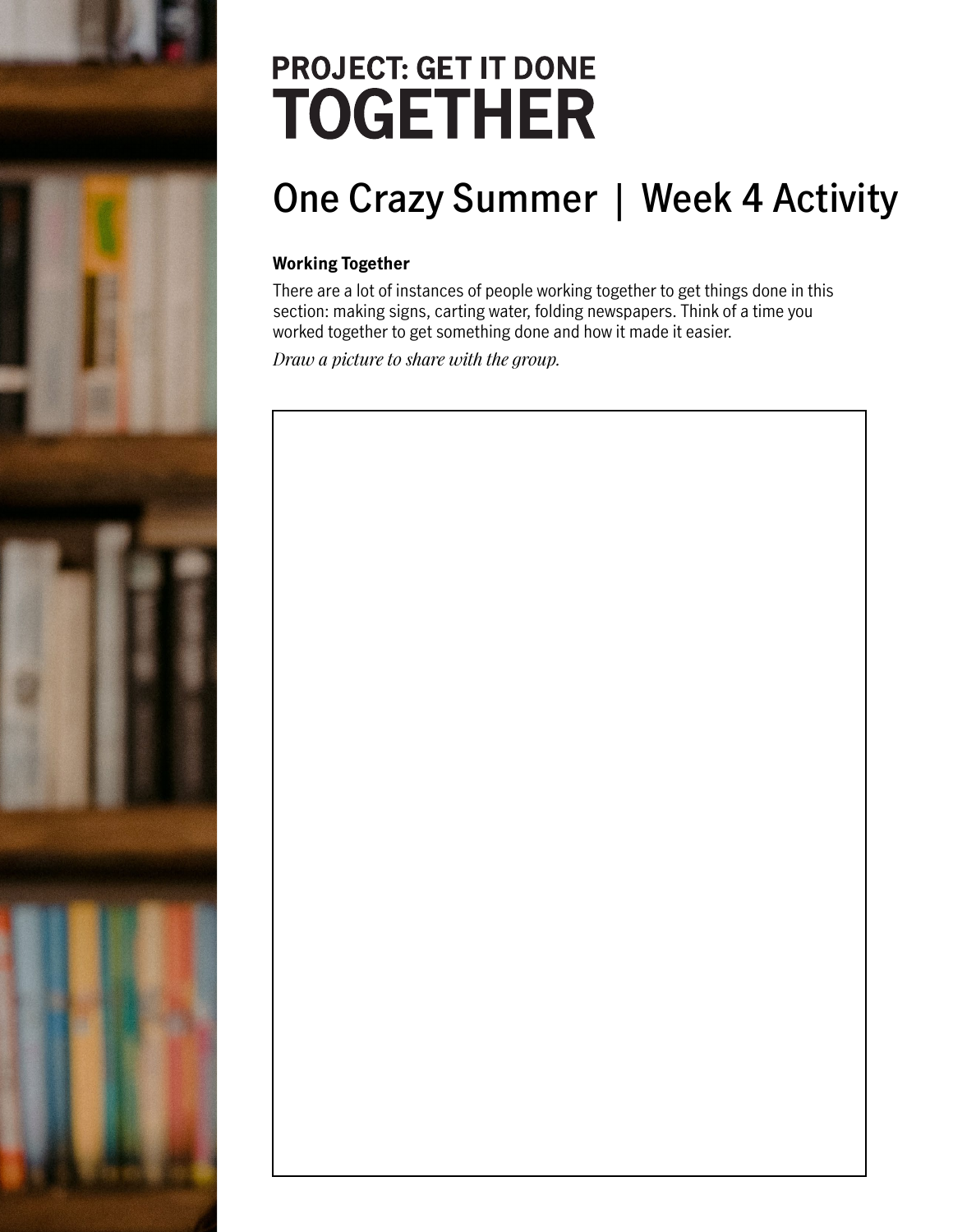# PROJECT: GET IT DONE TOGETHER

## One Crazy Summer | Week 4 Activity

**Working Together**

There are a lot of instances of people working together to get things done in this section: making signs, carting water, folding newspapers. Think of a time you worked together to get something done and how it made it easier.

*Draw a picture to share with the group.*